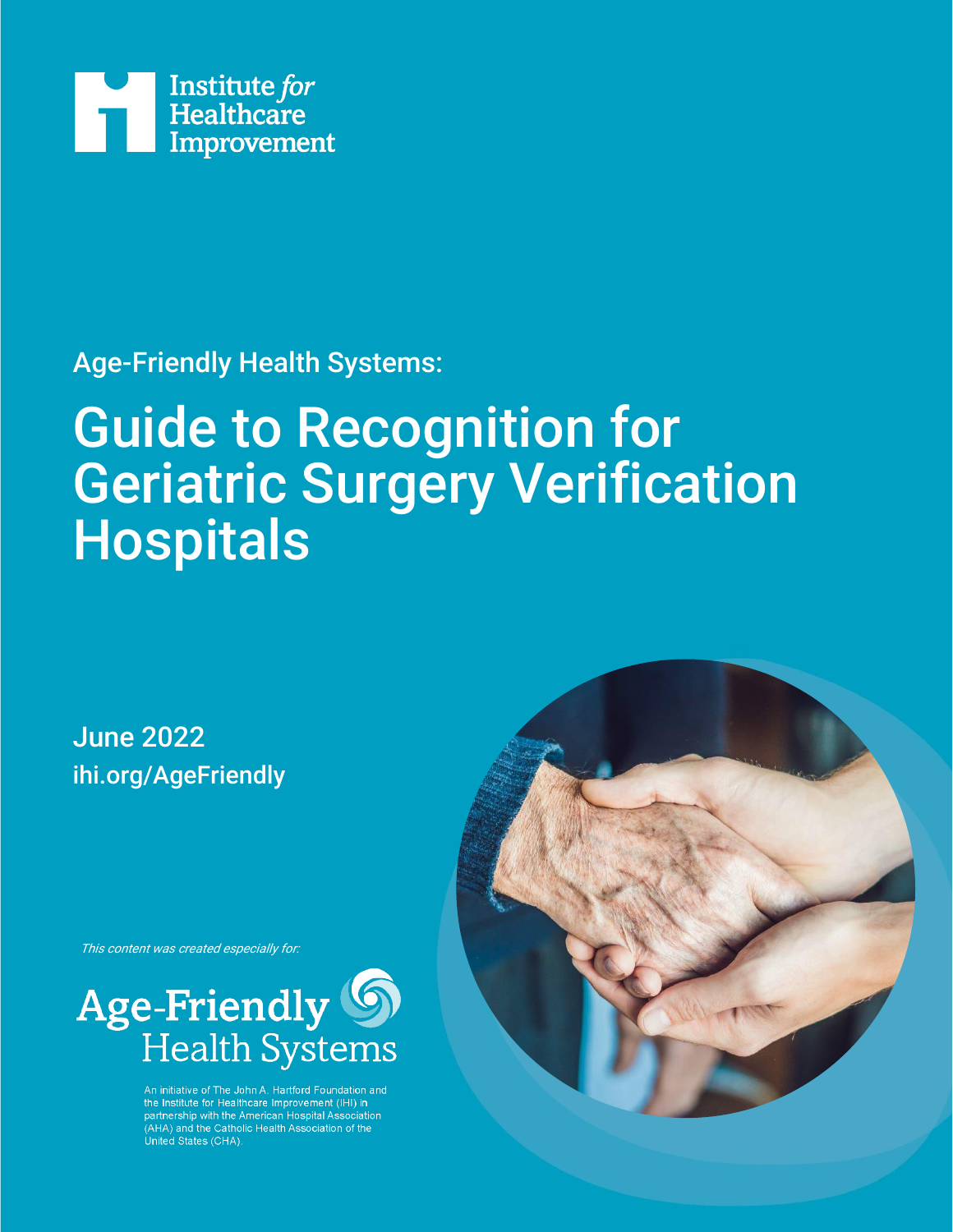Institute *for* Healthcare Improvement

Age-Friendly Health Systems:

# Guide to Recognition for Geriatric Surgery Verification Hospitals

June 2022

ihi.org/AgeFriendly

*This content was created especially for:*

Age-Friendly Health Systems

An initiative of The John A. Hartford Foundation and the Institute for Healthcare Improvement (IHI) in partnership with the American Hospital Association (AHA) and the Catholic Health Association of the United States (CHA).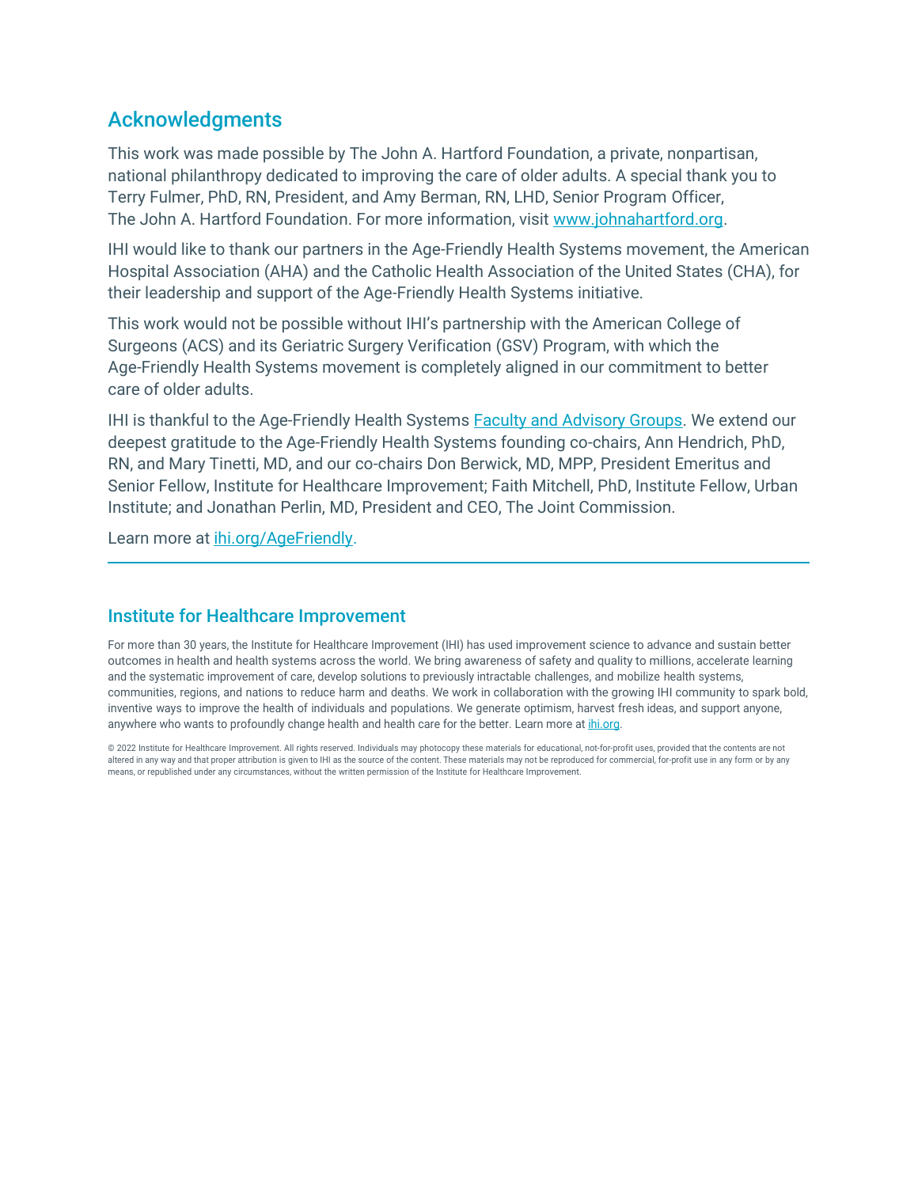## Acknowledgments

This work was made possible by The John A. Hartford Foundation, a private, nonpartisan, national philanthropy dedicated to improving the care of older adults. A special thank you to Terry Fulmer, PhD, RN, President, and Amy Berman, RN, LHD, Senior Program Officer, The John A. Hartford Foundation. For more information, visit [www.johnahartford.org](http://www.johnahartford.org).

IHI would like to thank our partners in the Age-Friendly Health Systems movement, the American Hospital Association (AHA) and the Catholic Health Association of the United States (CHA), for their leadership and support of the Age-Friendly Health Systems initiative.

This work would not be possible without IHI's partnership with the American College of Surgeons (ACS) and its Geriatric Surgery Verification (GSV) Program, with which the Age-Friendly Health Systems movement is completely aligned in our commitment to better care of older adults.

IHI is thankful to the Age-Friendly Health Systems Faculty and Advisory Groups. We extend our deepest gratitude to the Age-Friendly Health Systems founding co-chairs, Ann Hendrich, PhD, RN, and Mary Tinetti, MD, and our co-chairs Don Berwick, MD, MPP, President Emeritus and Senior Fellow, Institute for Healthcare Improvement; Faith Mitchell, PhD, Institute Fellow, Urban Institute; and Jonathan Perlin, MD, President and CEO, The Joint Commission.

Learn more at ihi.org/AgeFriendly.

---

### Institute for Healthcare Improvement

For more than 30 years, the Institute for Healthcare Improvement (IHI) has used improvement science to advance and sustain better outcomes in health and health systems across the world. We bring awareness of safety and quality to millions, accelerate learning and the systematic improvement of care, develop solutions to previously intractable challenges, and mobilize health systems, communities, regions, and nations to reduce harm and deaths. We work in collaboration with the growing IHI community to spark bold, inventive ways to improve the health of individuals and populations. We generate optimism, harvest fresh ideas, and support anyone, anywhere who wants to profoundly change health and health care for the better. Learn more at ihi.org.

© 2022 Institute for Healthcare Improvement. All rights reserved. Individuals may photocopy these materials for educational, not-for-profit uses, provided that the contents are not altered in any way and that proper attribution is given to IHI as the source of the content. These materials may not be reproduced for commercial, for-profit use in any form or by any means, or republished under any circumstances, without the written permission of the Institute for Healthcare Improvement.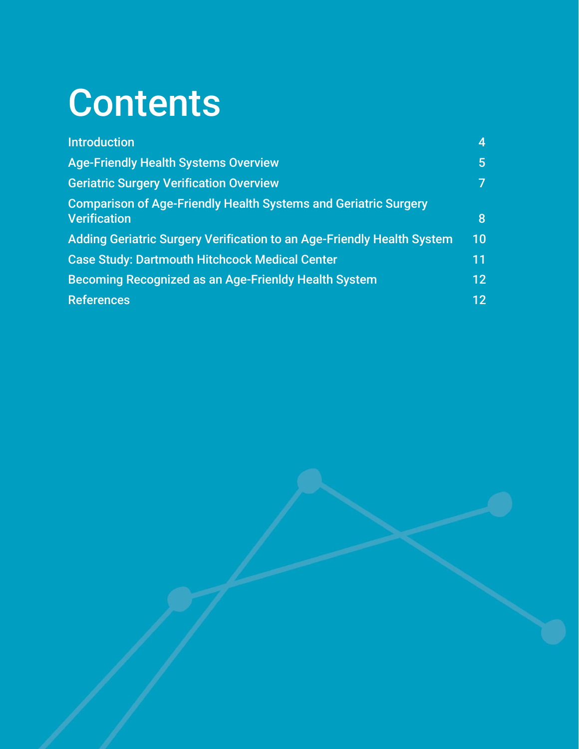# Contents

| | |
|---|---|
| Introduction | 4 |
| Age-Friendly Health Systems Overview | 5 |
| Geriatric Surgery Verification Overview | 7 |
| Comparison of Age-Friendly Health Systems and Geriatric Surgery Verification | 8 |
| Adding Geriatric Surgery Verification to an Age-Friendly Health System | 10 |
| Case Study: Dartmouth Hitchcock Medical Center | 11 |
| Becoming Recognized as an Age-Frienldy Health System | 12 |
| References | 12 |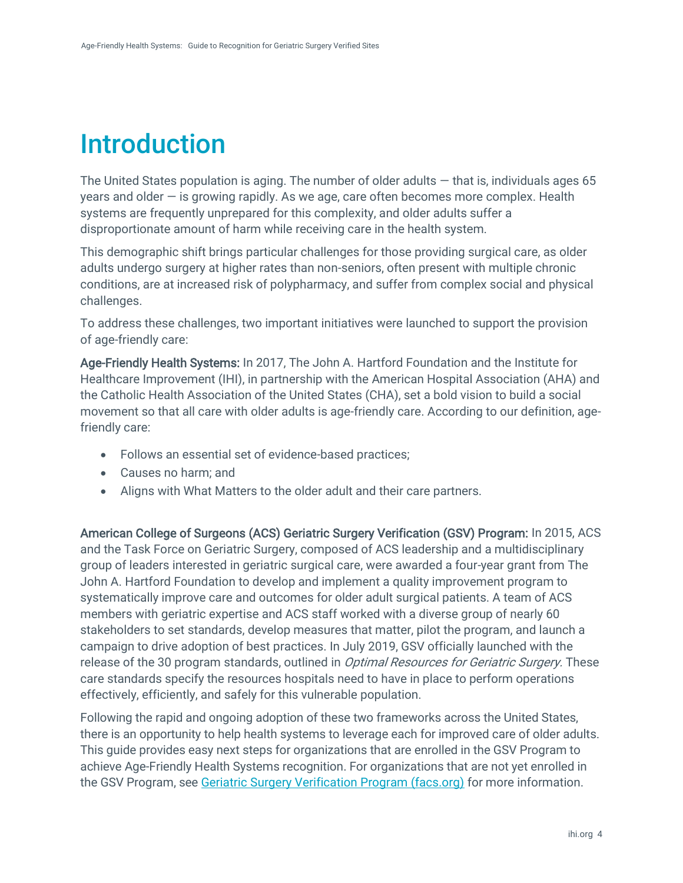# Introduction

The United States population is aging. The number of older adults — that is, individuals ages 65 years and older — is growing rapidly. As we age, care often becomes more complex. Health systems are frequently unprepared for this complexity, and older adults suffer a disproportionate amount of harm while receiving care in the health system.

This demographic shift brings particular challenges for those providing surgical care, as older adults undergo surgery at higher rates than non-seniors, often present with multiple chronic conditions, are at increased risk of polypharmacy, and suffer from complex social and physical challenges.

To address these challenges, two important initiatives were launched to support the provision of age-friendly care:

**Age-Friendly Health Systems:** In 2017, The John A. Hartford Foundation and the Institute for Healthcare Improvement (IHI), in partnership with the American Hospital Association (AHA) and the Catholic Health Association of the United States (CHA), set a bold vision to build a social movement so that all care with older adults is age-friendly care. According to our definition, age-friendly care:

- Follows an essential set of evidence-based practices;
- Causes no harm; and
- Aligns with What Matters to the older adult and their care partners.

**American College of Surgeons (ACS) Geriatric Surgery Verification (GSV) Program:** In 2015, ACS and the Task Force on Geriatric Surgery, composed of ACS leadership and a multidisciplinary group of leaders interested in geriatric surgical care, were awarded a four-year grant from The John A. Hartford Foundation to develop and implement a quality improvement program to systematically improve care and outcomes for older adult surgical patients. A team of ACS members with geriatric expertise and ACS staff worked with a diverse group of nearly 60 stakeholders to set standards, develop measures that matter, pilot the program, and launch a campaign to drive adoption of best practices. In July 2019, GSV officially launched with the release of the 30 program standards, outlined in *Optimal Resources for Geriatric Surgery*. These care standards specify the resources hospitals need to have in place to perform operations effectively, efficiently, and safely for this vulnerable population.

Following the rapid and ongoing adoption of these two frameworks across the United States, there is an opportunity to help health systems to leverage each for improved care of older adults. This guide provides easy next steps for organizations that are enrolled in the GSV Program to achieve Age-Friendly Health Systems recognition. For organizations that are not yet enrolled in the GSV Program, see [Geriatric Surgery Verification Program (facs.org)](https://www.facs.org) for more information.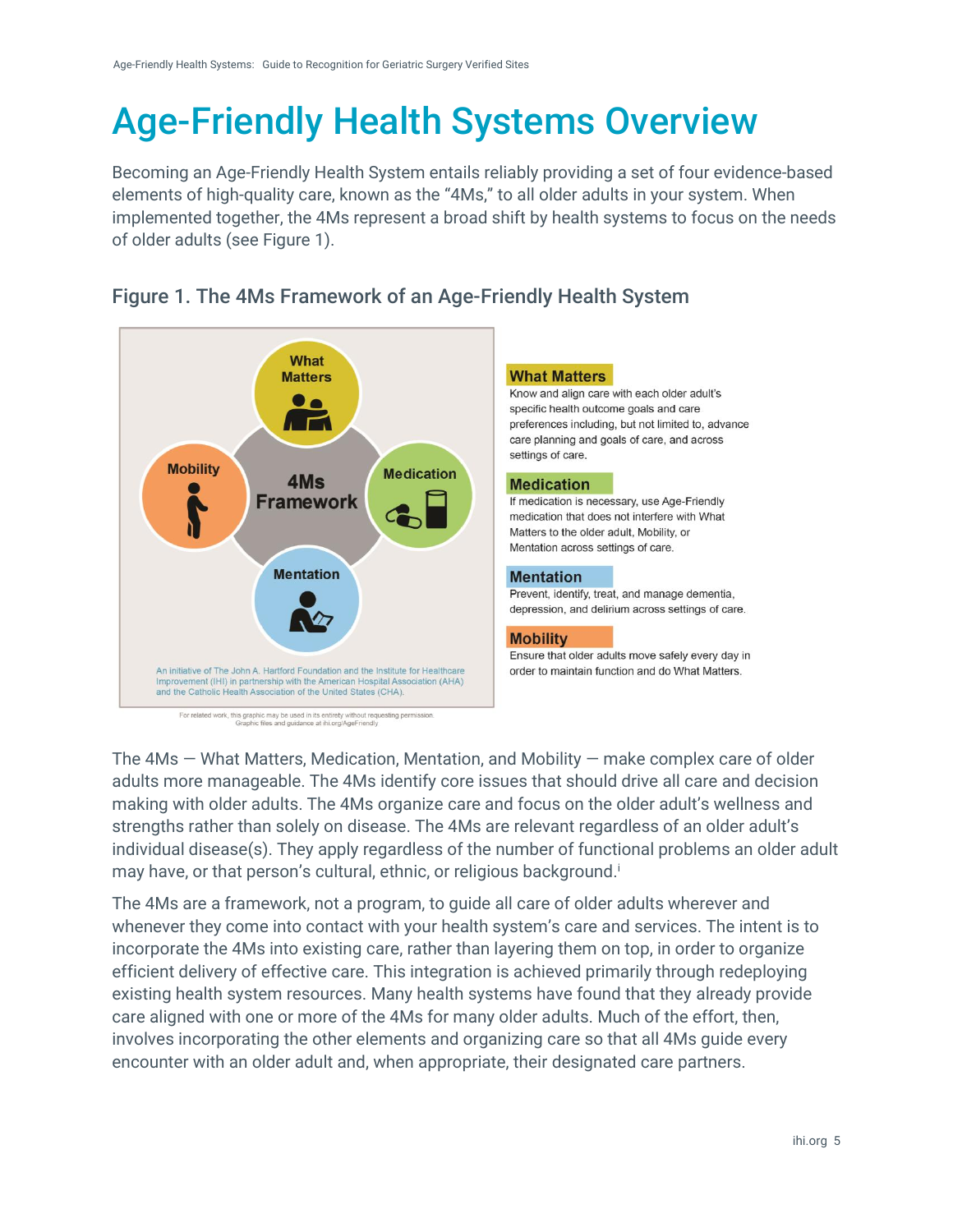# Age-Friendly Health Systems Overview

Becoming an Age-Friendly Health System entails reliably providing a set of four evidence-based elements of high-quality care, known as the "4Ms," to all older adults in your system. When implemented together, the 4Ms represent a broad shift by health systems to focus on the needs of older adults (see Figure 1).

### Figure 1. The 4Ms Framework of an Age-Friendly Health System

What Matters

Mobility

4Ms Framework

Medication

Mentation

An initiative of The John A. Hartford Foundation and the Institute for Healthcare Improvement (IHI) in partnership with the American Hospital Association (AHA) and the Catholic Health Association of the United States (CHA).

For related work, this graphic may be used in its entirety without requesting permission. Graphic files and guidance at ihi.org/AgeFriendly

**What Matters**
Know and align care with each older adult's specific health outcome goals and care preferences including, but not limited to, advance care planning and goals of care, and across settings of care.

**Medication**
If medication is necessary, use Age-Friendly medication that does not interfere with What Matters to the older adult, Mobility, or Mentation across settings of care.

**Mentation**
Prevent, identify, treat, and manage dementia, depression, and delirium across settings of care.

**Mobility**
Ensure that older adults move safely every day in order to maintain function and do What Matters.

The 4Ms — What Matters, Medication, Mentation, and Mobility — make complex care of older adults more manageable. The 4Ms identify core issues that should drive all care and decision making with older adults. The 4Ms organize care and focus on the older adult's wellness and strengths rather than solely on disease. The 4Ms are relevant regardless of an older adult's individual disease(s). They apply regardless of the number of functional problems an older adult may have, or that person's cultural, ethnic, or religious background.[i]

The 4Ms are a framework, not a program, to guide all care of older adults wherever and whenever they come into contact with your health system's care and services. The intent is to incorporate the 4Ms into existing care, rather than layering them on top, in order to organize efficient delivery of effective care. This integration is achieved primarily through redeploying existing health system resources. Many health systems have found that they already provide care aligned with one or more of the 4Ms for many older adults. Much of the effort, then, involves incorporating the other elements and organizing care so that all 4Ms guide every encounter with an older adult and, when appropriate, their designated care partners.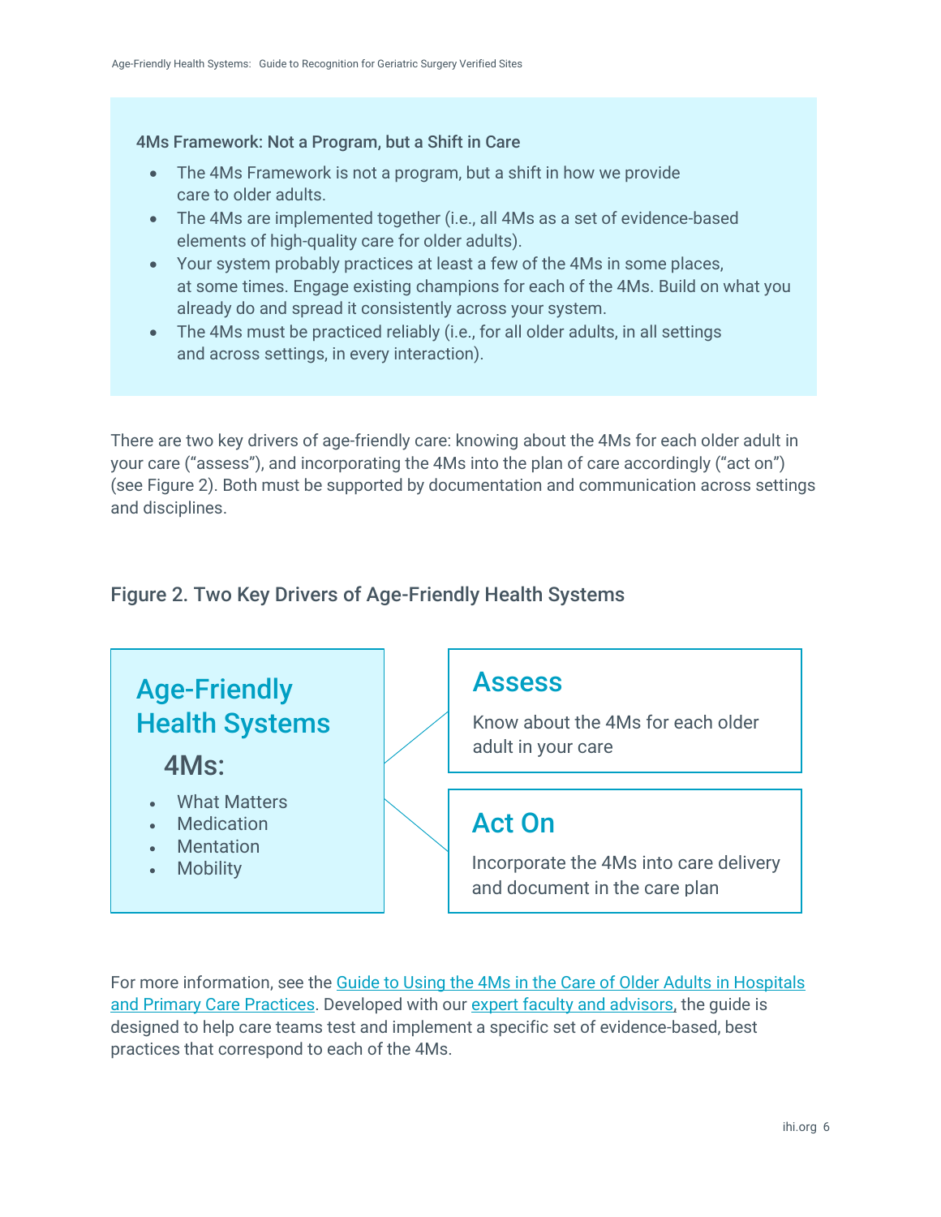**4Ms Framework: Not a Program, but a Shift in Care**

- The 4Ms Framework is not a program, but a shift in how we provide care to older adults.
- The 4Ms are implemented together (i.e., all 4Ms as a set of evidence-based elements of high-quality care for older adults).
- Your system probably practices at least a few of the 4Ms in some places, at some times. Engage existing champions for each of the 4Ms. Build on what you already do and spread it consistently across your system.
- The 4Ms must be practiced reliably (i.e., for all older adults, in all settings and across settings, in every interaction).

There are two key drivers of age-friendly care: knowing about the 4Ms for each older adult in your care ("assess"), and incorporating the 4Ms into the plan of care accordingly ("act on") (see Figure 2). Both must be supported by documentation and communication across settings and disciplines.

### Figure 2. Two Key Drivers of Age-Friendly Health Systems

Age-Friendly Health Systems

4Ms:

- What Matters
- Medication
- Mentation
- Mobility

Assess

Know about the 4Ms for each older adult in your care

Act On

Incorporate the 4Ms into care delivery and document in the care plan

For more information, see the Guide to Using the 4Ms in the Care of Older Adults in Hospitals and Primary Care Practices. Developed with our expert faculty and advisors, the guide is designed to help care teams test and implement a specific set of evidence-based, best practices that correspond to each of the 4Ms.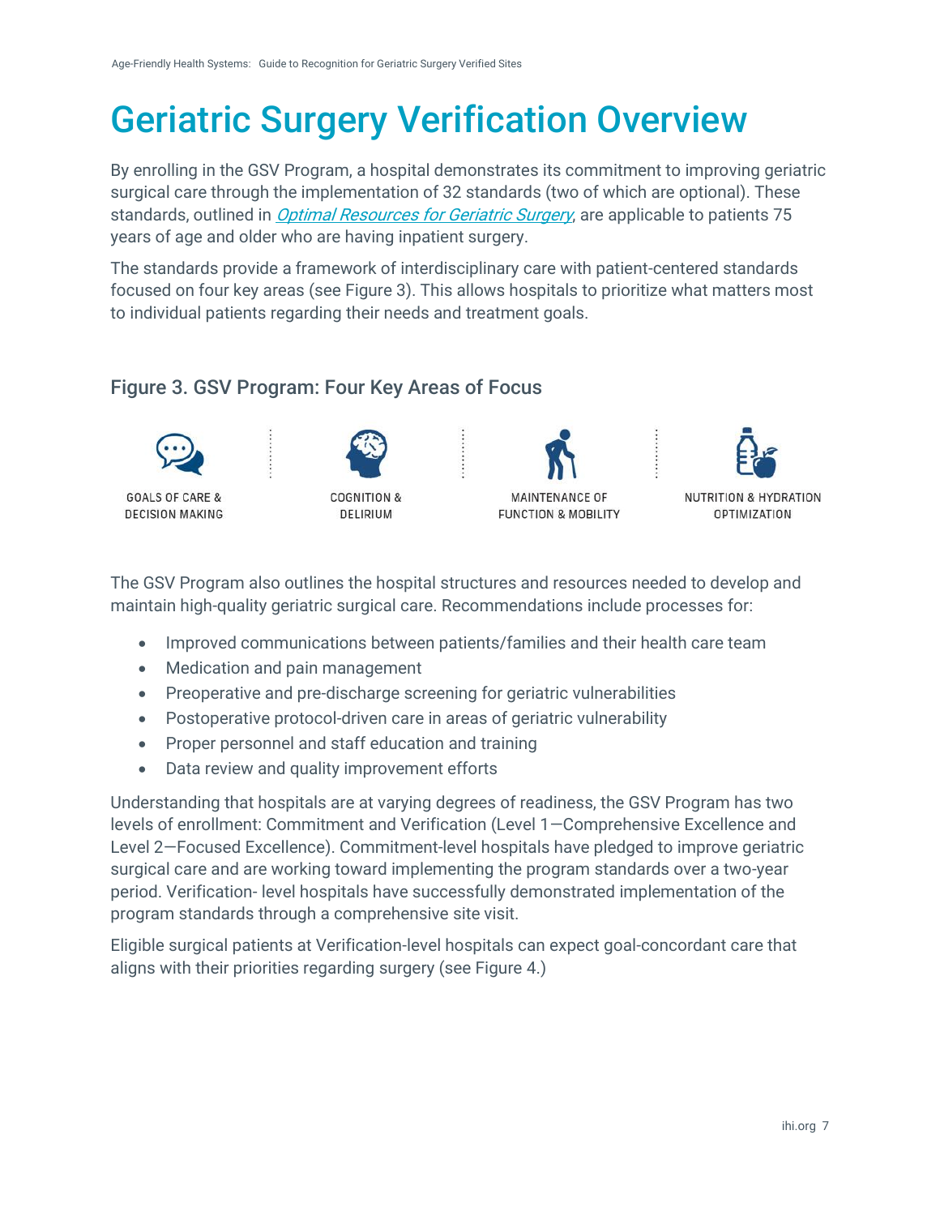# Geriatric Surgery Verification Overview

By enrolling in the GSV Program, a hospital demonstrates its commitment to improving geriatric surgical care through the implementation of 32 standards (two of which are optional). These standards, outlined in *Optimal Resources for Geriatric Surgery*, are applicable to patients 75 years of age and older who are having inpatient surgery.

The standards provide a framework of interdisciplinary care with patient-centered standards focused on four key areas (see Figure 3). This allows hospitals to prioritize what matters most to individual patients regarding their needs and treatment goals.

## Figure 3. GSV Program: Four Key Areas of Focus

GOALS OF CARE & DECISION MAKING

COGNITION & DELIRIUM

MAINTENANCE OF FUNCTION & MOBILITY

NUTRITION & HYDRATION OPTIMIZATION

The GSV Program also outlines the hospital structures and resources needed to develop and maintain high-quality geriatric surgical care. Recommendations include processes for:

- Improved communications between patients/families and their health care team
- Medication and pain management
- Preoperative and pre-discharge screening for geriatric vulnerabilities
- Postoperative protocol-driven care in areas of geriatric vulnerability
- Proper personnel and staff education and training
- Data review and quality improvement efforts

Understanding that hospitals are at varying degrees of readiness, the GSV Program has two levels of enrollment: Commitment and Verification (Level 1—Comprehensive Excellence and Level 2—Focused Excellence). Commitment-level hospitals have pledged to improve geriatric surgical care and are working toward implementing the program standards over a two-year period. Verification- level hospitals have successfully demonstrated implementation of the program standards through a comprehensive site visit.

Eligible surgical patients at Verification-level hospitals can expect goal-concordant care that aligns with their priorities regarding surgery (see Figure 4.)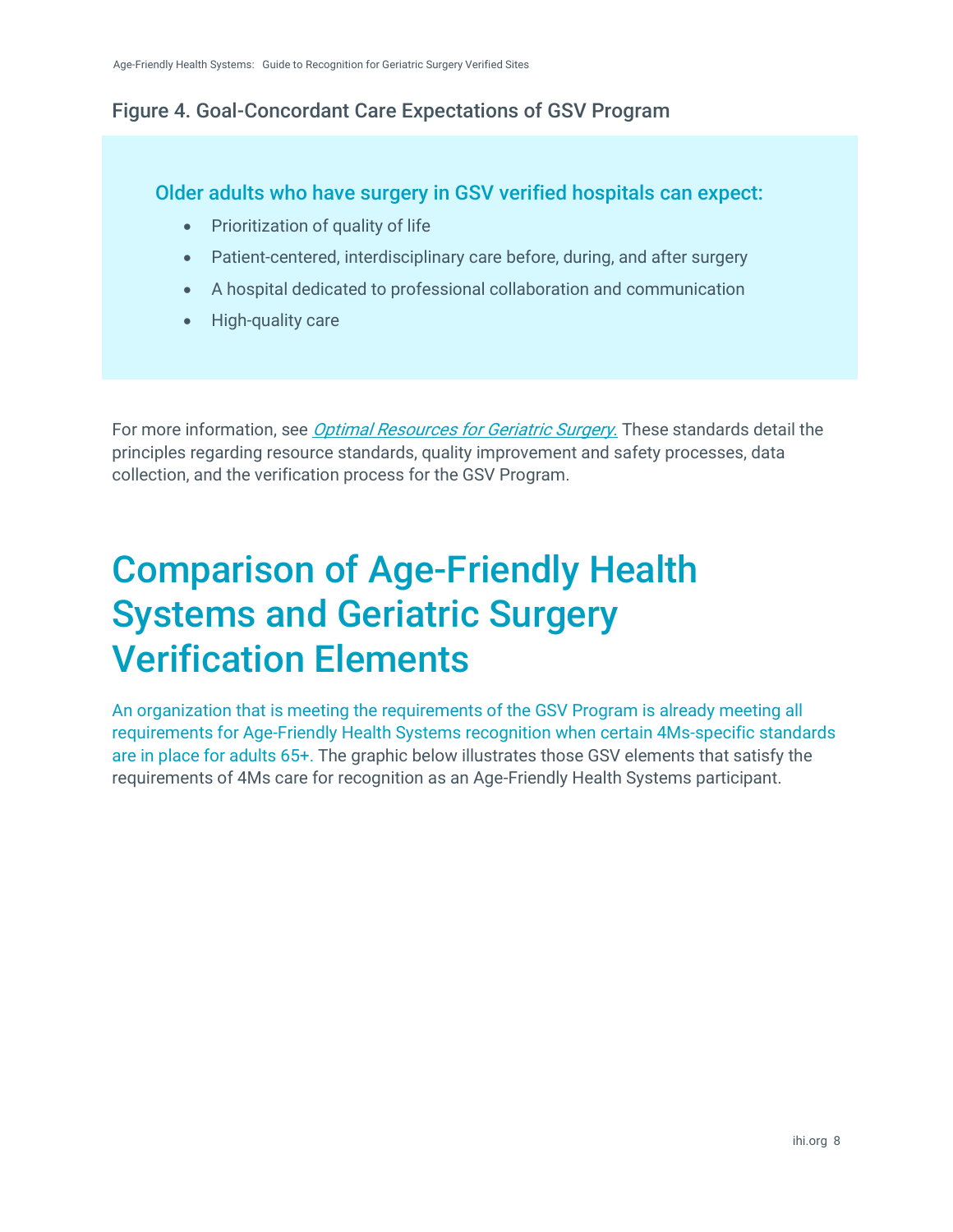### Figure 4. Goal-Concordant Care Expectations of GSV Program

**Older adults who have surgery in GSV verified hospitals can expect:**

- Prioritization of quality of life
- Patient-centered, interdisciplinary care before, during, and after surgery
- A hospital dedicated to professional collaboration and communication
- High-quality care

For more information, see *Optimal Resources for Geriatric Surgery*. These standards detail the principles regarding resource standards, quality improvement and safety processes, data collection, and the verification process for the GSV Program.

# Comparison of Age-Friendly Health Systems and Geriatric Surgery Verification Elements

An organization that is meeting the requirements of the GSV Program is already meeting all requirements for Age-Friendly Health Systems recognition when certain 4Ms-specific standards are in place for adults 65+. The graphic below illustrates those GSV elements that satisfy the requirements of 4Ms care for recognition as an Age-Friendly Health Systems participant.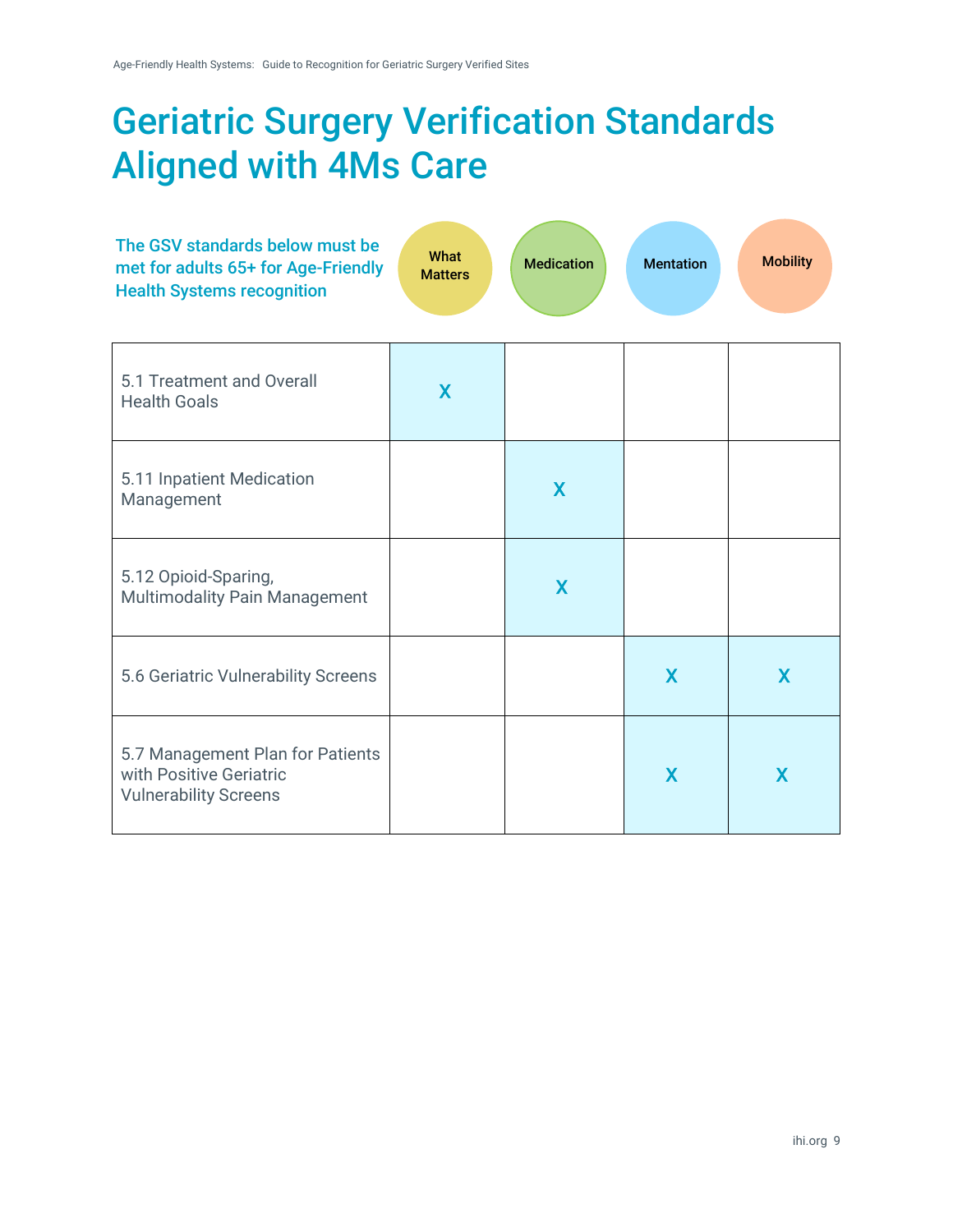# Geriatric Surgery Verification Standards Aligned with 4Ms Care

**The GSV standards below must be met for adults 65+ for Age-Friendly Health Systems recognition**

| | What Matters | Medication | Mentation | Mobility |
|---|---|---|---|---|
| 5.1 Treatment and Overall Health Goals | X | | | |
| 5.11 Inpatient Medication Management | | X | | |
| 5.12 Opioid-Sparing, Multimodality Pain Management | | X | | |
| 5.6 Geriatric Vulnerability Screens | | | X | X |
| 5.7 Management Plan for Patients with Positive Geriatric Vulnerability Screens | | | X | X |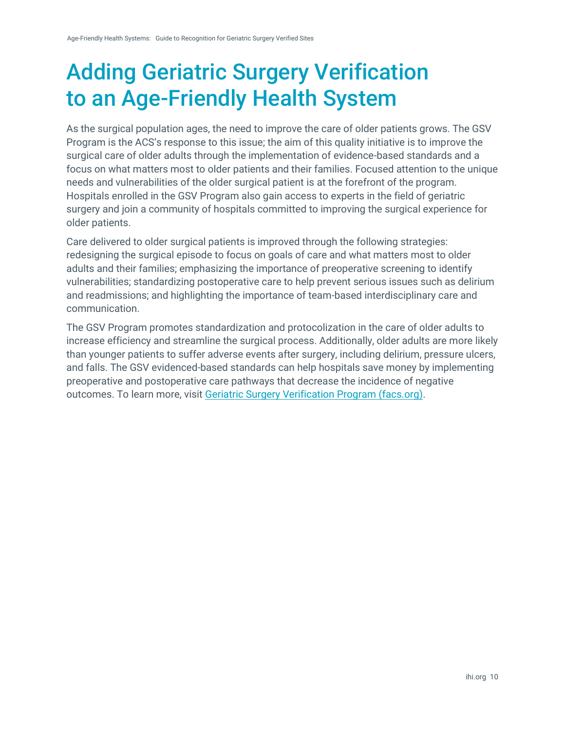# Adding Geriatric Surgery Verification to an Age-Friendly Health System

As the surgical population ages, the need to improve the care of older patients grows. The GSV Program is the ACS's response to this issue; the aim of this quality initiative is to improve the surgical care of older adults through the implementation of evidence-based standards and a focus on what matters most to older patients and their families. Focused attention to the unique needs and vulnerabilities of the older surgical patient is at the forefront of the program. Hospitals enrolled in the GSV Program also gain access to experts in the field of geriatric surgery and join a community of hospitals committed to improving the surgical experience for older patients.

Care delivered to older surgical patients is improved through the following strategies: redesigning the surgical episode to focus on goals of care and what matters most to older adults and their families; emphasizing the importance of preoperative screening to identify vulnerabilities; standardizing postoperative care to help prevent serious issues such as delirium and readmissions; and highlighting the importance of team-based interdisciplinary care and communication.

The GSV Program promotes standardization and protocolization in the care of older adults to increase efficiency and streamline the surgical process. Additionally, older adults are more likely than younger patients to suffer adverse events after surgery, including delirium, pressure ulcers, and falls. The GSV evidenced-based standards can help hospitals save money by implementing preoperative and postoperative care pathways that decrease the incidence of negative outcomes. To learn more, visit [Geriatric Surgery Verification Program (facs.org)](https://www.facs.org).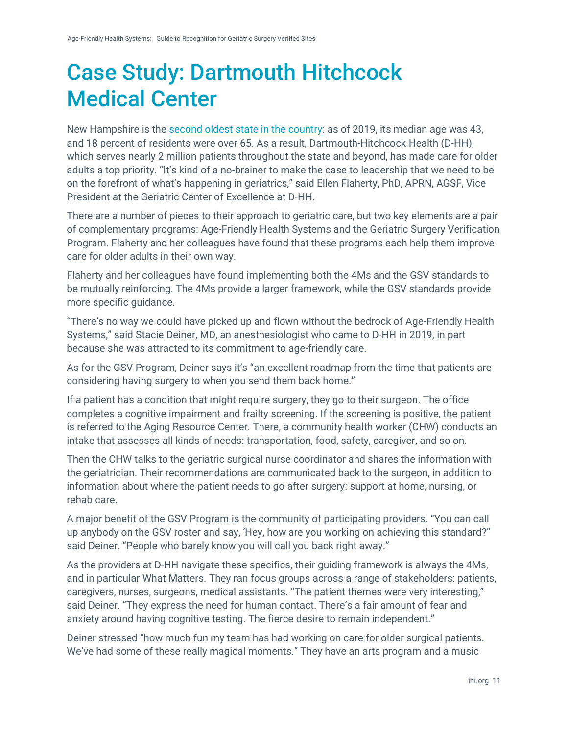# Case Study: Dartmouth Hitchcock Medical Center

New Hampshire is the [second oldest state in the country](): as of 2019, its median age was 43, and 18 percent of residents were over 65. As a result, Dartmouth-Hitchcock Health (D-HH), which serves nearly 2 million patients throughout the state and beyond, has made care for older adults a top priority. “It’s kind of a no-brainer to make the case to leadership that we need to be on the forefront of what’s happening in geriatrics,” said Ellen Flaherty, PhD, APRN, AGSF, Vice President at the Geriatric Center of Excellence at D-HH.

There are a number of pieces to their approach to geriatric care, but two key elements are a pair of complementary programs: Age-Friendly Health Systems and the Geriatric Surgery Verification Program. Flaherty and her colleagues have found that these programs each help them improve care for older adults in their own way.

Flaherty and her colleagues have found implementing both the 4Ms and the GSV standards to be mutually reinforcing. The 4Ms provide a larger framework, while the GSV standards provide more specific guidance.

“There’s no way we could have picked up and flown without the bedrock of Age-Friendly Health Systems,” said Stacie Deiner, MD, an anesthesiologist who came to D-HH in 2019, in part because she was attracted to its commitment to age-friendly care.

As for the GSV Program, Deiner says it’s “an excellent roadmap from the time that patients are considering having surgery to when you send them back home.”

If a patient has a condition that might require surgery, they go to their surgeon. The office completes a cognitive impairment and frailty screening. If the screening is positive, the patient is referred to the Aging Resource Center. There, a community health worker (CHW) conducts an intake that assesses all kinds of needs: transportation, food, safety, caregiver, and so on.

Then the CHW talks to the geriatric surgical nurse coordinator and shares the information with the geriatrician. Their recommendations are communicated back to the surgeon, in addition to information about where the patient needs to go after surgery: support at home, nursing, or rehab care.

A major benefit of the GSV Program is the community of participating providers. “You can call up anybody on the GSV roster and say, ‘Hey, how are you working on achieving this standard?” said Deiner. “People who barely know you will call you back right away.”

As the providers at D-HH navigate these specifics, their guiding framework is always the 4Ms, and in particular What Matters. They ran focus groups across a range of stakeholders: patients, caregivers, nurses, surgeons, medical assistants. “The patient themes were very interesting,” said Deiner. “They express the need for human contact. There’s a fair amount of fear and anxiety around having cognitive testing. The fierce desire to remain independent.”

Deiner stressed “how much fun my team has had working on care for older surgical patients. We’ve had some of these really magical moments.” They have an arts program and a music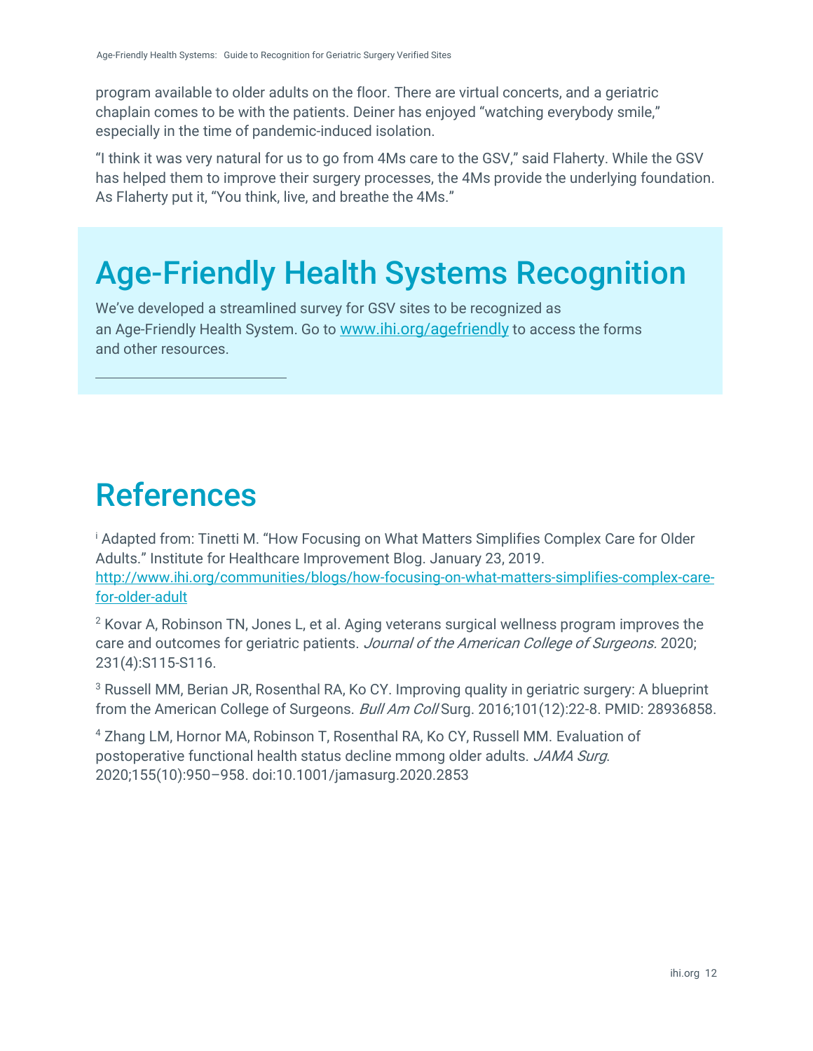program available to older adults on the floor. There are virtual concerts, and a geriatric chaplain comes to be with the patients. Deiner has enjoyed "watching everybody smile," especially in the time of pandemic-induced isolation.

"I think it was very natural for us to go from 4Ms care to the GSV," said Flaherty. While the GSV has helped them to improve their surgery processes, the 4Ms provide the underlying foundation. As Flaherty put it, "You think, live, and breathe the 4Ms."

## Age-Friendly Health Systems Recognition

We've developed a streamlined survey for GSV sites to be recognized as an Age-Friendly Health System. Go to [www.ihi.org/agefriendly](http://www.ihi.org/agefriendly) to access the forms and other resources.

# References

[i] Adapted from: Tinetti M. "How Focusing on What Matters Simplifies Complex Care for Older Adults." Institute for Healthcare Improvement Blog. January 23, 2019. [http://www.ihi.org/communities/blogs/how-focusing-on-what-matters-simplifies-complex-care-for-older-adult](http://www.ihi.org/communities/blogs/how-focusing-on-what-matters-simplifies-complex-care-for-older-adult)

[2] Kovar A, Robinson TN, Jones L, et al. Aging veterans surgical wellness program improves the care and outcomes for geriatric patients. *Journal of the American College of Surgeons.* 2020; 231(4):S115-S116.

[3] Russell MM, Berian JR, Rosenthal RA, Ko CY. Improving quality in geriatric surgery: A blueprint from the American College of Surgeons. *Bull Am Coll* Surg. 2016;101(12):22-8. PMID: 28936858.

[4] Zhang LM, Hornor MA, Robinson T, Rosenthal RA, Ko CY, Russell MM. Evaluation of postoperative functional health status decline mmong older adults. *JAMA Surg*. 2020;155(10):950–958. doi:10.1001/jamasurg.2020.2853